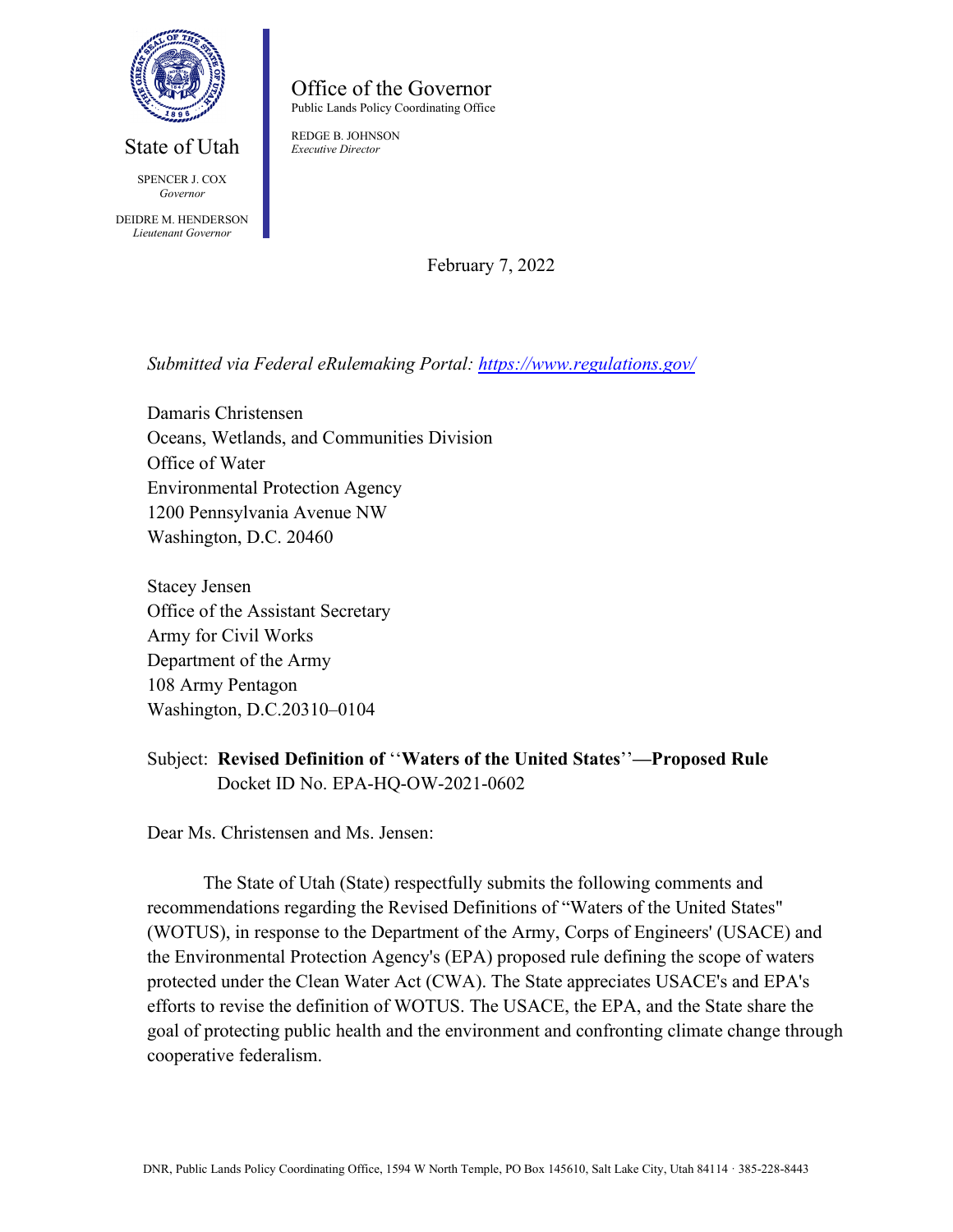State of Utah

SPENCER J. COX
*Governor*

DEIDRE M. HENDERSON
*Lieutenant Governor*

Office of the Governor
Public Lands Policy Coordinating Office

REDGE B. JOHNSON
*Executive Director*

February 7, 2022

*Submitted via Federal eRulemaking Portal: https://www.regulations.gov/*

Damaris Christensen
Oceans, Wetlands, and Communities Division
Office of Water
Environmental Protection Agency
1200 Pennsylvania Avenue NW
Washington, D.C. 20460

Stacey Jensen
Office of the Assistant Secretary
Army for Civil Works
Department of the Army
108 Army Pentagon
Washington, D.C.20310–0104

Subject: **Revised Definition of ''Waters of the United States''—Proposed Rule**
Docket ID No. EPA-HQ-OW-2021-0602

Dear Ms. Christensen and Ms. Jensen:

The State of Utah (State) respectfully submits the following comments and recommendations regarding the Revised Definitions of "Waters of the United States" (WOTUS), in response to the Department of the Army, Corps of Engineers' (USACE) and the Environmental Protection Agency's (EPA) proposed rule defining the scope of waters protected under the Clean Water Act (CWA). The State appreciates USACE's and EPA's efforts to revise the definition of WOTUS. The USACE, the EPA, and the State share the goal of protecting public health and the environment and confronting climate change through cooperative federalism.

DNR, Public Lands Policy Coordinating Office, 1594 W North Temple, PO Box 145610, Salt Lake City, Utah 84114 · 385-228-8443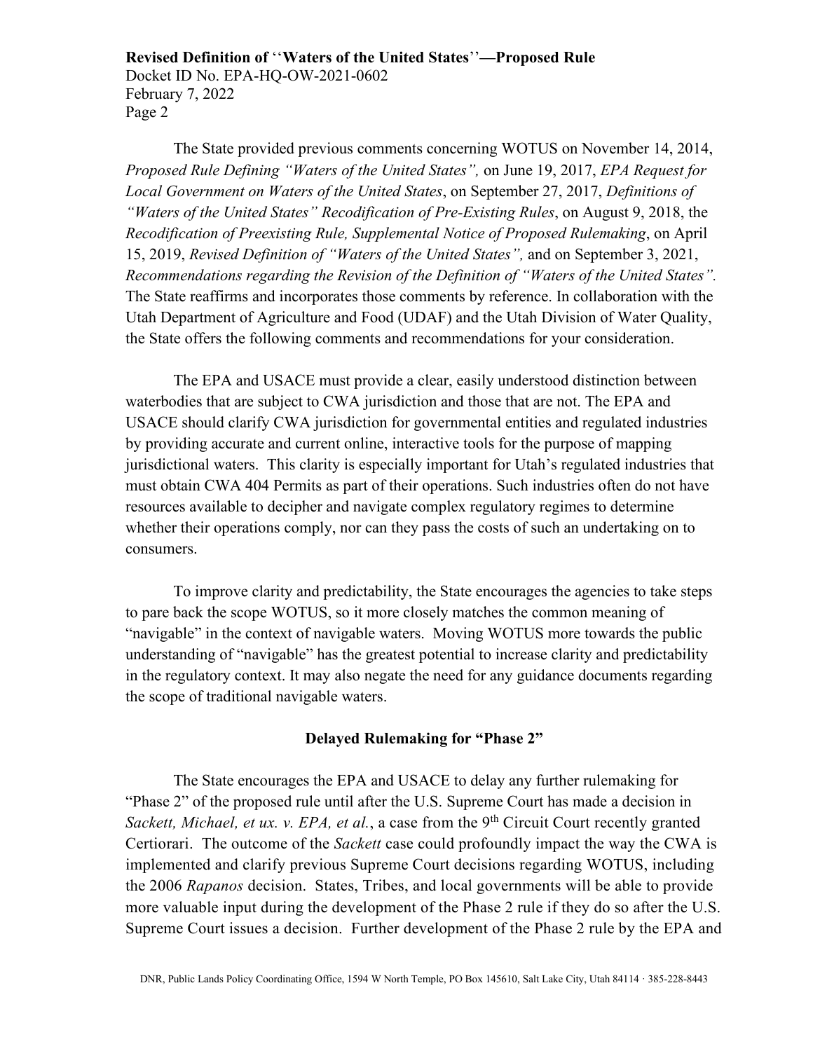The State provided previous comments concerning WOTUS on November 14, 2014, *Proposed Rule Defining "Waters of the United States",* on June 19, 2017, *EPA Request for Local Government on Waters of the United States*, on September 27, 2017, *Definitions of "Waters of the United States" Recodification of Pre-Existing Rules*, on August 9, 2018, the *Recodification of Preexisting Rule, Supplemental Notice of Proposed Rulemaking*, on April 15, 2019, *Revised Definition of "Waters of the United States",* and on September 3, 2021, *Recommendations regarding the Revision of the Definition of "Waters of the United States".* The State reaffirms and incorporates those comments by reference. In collaboration with the Utah Department of Agriculture and Food (UDAF) and the Utah Division of Water Quality, the State offers the following comments and recommendations for your consideration.

The EPA and USACE must provide a clear, easily understood distinction between waterbodies that are subject to CWA jurisdiction and those that are not. The EPA and USACE should clarify CWA jurisdiction for governmental entities and regulated industries by providing accurate and current online, interactive tools for the purpose of mapping jurisdictional waters. This clarity is especially important for Utah's regulated industries that must obtain CWA 404 Permits as part of their operations. Such industries often do not have resources available to decipher and navigate complex regulatory regimes to determine whether their operations comply, nor can they pass the costs of such an undertaking on to consumers.

To improve clarity and predictability, the State encourages the agencies to take steps to pare back the scope WOTUS, so it more closely matches the common meaning of "navigable" in the context of navigable waters. Moving WOTUS more towards the public understanding of "navigable" has the greatest potential to increase clarity and predictability in the regulatory context. It may also negate the need for any guidance documents regarding the scope of traditional navigable waters.

## Delayed Rulemaking for "Phase 2"

The State encourages the EPA and USACE to delay any further rulemaking for "Phase 2" of the proposed rule until after the U.S. Supreme Court has made a decision in *Sackett, Michael, et ux. v. EPA, et al.*, a case from the 9th Circuit Court recently granted Certiorari. The outcome of the *Sackett* case could profoundly impact the way the CWA is implemented and clarify previous Supreme Court decisions regarding WOTUS, including the 2006 *Rapanos* decision. States, Tribes, and local governments will be able to provide more valuable input during the development of the Phase 2 rule if they do so after the U.S. Supreme Court issues a decision. Further development of the Phase 2 rule by the EPA and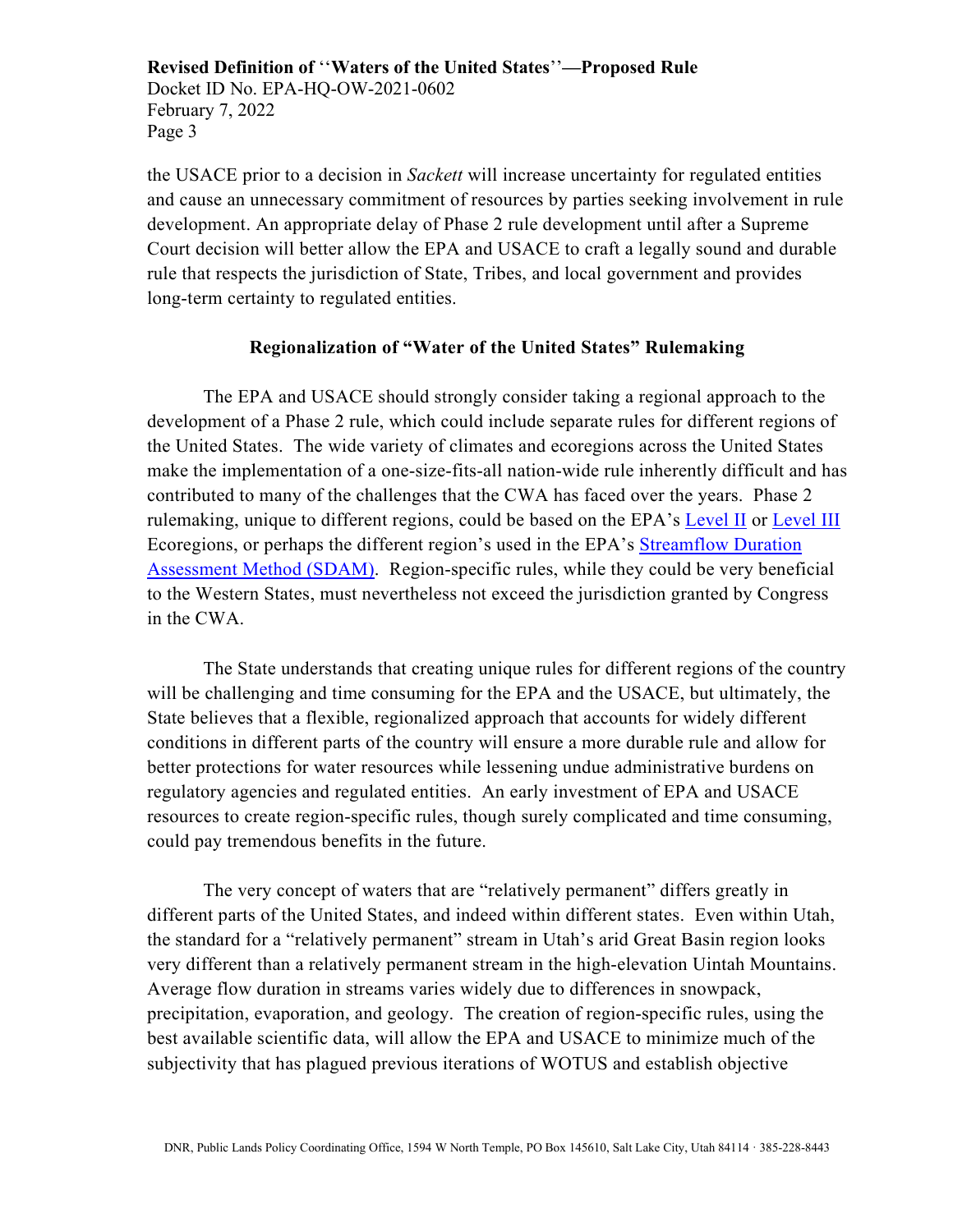the USACE prior to a decision in *Sackett* will increase uncertainty for regulated entities and cause an unnecessary commitment of resources by parties seeking involvement in rule development. An appropriate delay of Phase 2 rule development until after a Supreme Court decision will better allow the EPA and USACE to craft a legally sound and durable rule that respects the jurisdiction of State, Tribes, and local government and provides long-term certainty to regulated entities.

## Regionalization of "Water of the United States" Rulemaking

The EPA and USACE should strongly consider taking a regional approach to the development of a Phase 2 rule, which could include separate rules for different regions of the United States. The wide variety of climates and ecoregions across the United States make the implementation of a one-size-fits-all nation-wide rule inherently difficult and has contributed to many of the challenges that the CWA has faced over the years. Phase 2 rulemaking, unique to different regions, could be based on the EPA's Level II or Level III Ecoregions, or perhaps the different region's used in the EPA's Streamflow Duration Assessment Method (SDAM). Region-specific rules, while they could be very beneficial to the Western States, must nevertheless not exceed the jurisdiction granted by Congress in the CWA.

The State understands that creating unique rules for different regions of the country will be challenging and time consuming for the EPA and the USACE, but ultimately, the State believes that a flexible, regionalized approach that accounts for widely different conditions in different parts of the country will ensure a more durable rule and allow for better protections for water resources while lessening undue administrative burdens on regulatory agencies and regulated entities. An early investment of EPA and USACE resources to create region-specific rules, though surely complicated and time consuming, could pay tremendous benefits in the future.

The very concept of waters that are "relatively permanent" differs greatly in different parts of the United States, and indeed within different states. Even within Utah, the standard for a "relatively permanent" stream in Utah's arid Great Basin region looks very different than a relatively permanent stream in the high-elevation Uintah Mountains. Average flow duration in streams varies widely due to differences in snowpack, precipitation, evaporation, and geology. The creation of region-specific rules, using the best available scientific data, will allow the EPA and USACE to minimize much of the subjectivity that has plagued previous iterations of WOTUS and establish objective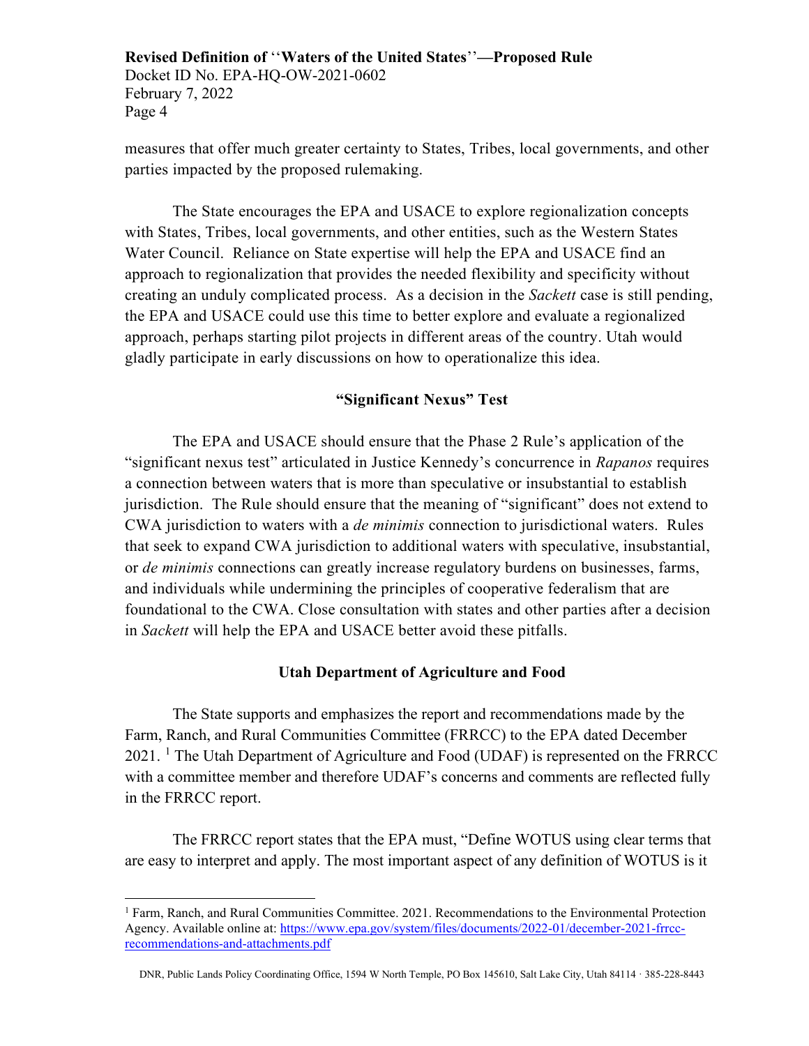measures that offer much greater certainty to States, Tribes, local governments, and other parties impacted by the proposed rulemaking.

The State encourages the EPA and USACE to explore regionalization concepts with States, Tribes, local governments, and other entities, such as the Western States Water Council. Reliance on State expertise will help the EPA and USACE find an approach to regionalization that provides the needed flexibility and specificity without creating an unduly complicated process. As a decision in the *Sackett* case is still pending, the EPA and USACE could use this time to better explore and evaluate a regionalized approach, perhaps starting pilot projects in different areas of the country. Utah would gladly participate in early discussions on how to operationalize this idea.

### "Significant Nexus" Test

The EPA and USACE should ensure that the Phase 2 Rule's application of the "significant nexus test" articulated in Justice Kennedy's concurrence in *Rapanos* requires a connection between waters that is more than speculative or insubstantial to establish jurisdiction. The Rule should ensure that the meaning of "significant" does not extend to CWA jurisdiction to waters with a *de minimis* connection to jurisdictional waters. Rules that seek to expand CWA jurisdiction to additional waters with speculative, insubstantial, or *de minimis* connections can greatly increase regulatory burdens on businesses, farms, and individuals while undermining the principles of cooperative federalism that are foundational to the CWA. Close consultation with states and other parties after a decision in *Sackett* will help the EPA and USACE better avoid these pitfalls.

### Utah Department of Agriculture and Food

The State supports and emphasizes the report and recommendations made by the Farm, Ranch, and Rural Communities Committee (FRRCC) to the EPA dated December 2021. [1] The Utah Department of Agriculture and Food (UDAF) is represented on the FRRCC with a committee member and therefore UDAF's concerns and comments are reflected fully in the FRRCC report.

The FRRCC report states that the EPA must, "Define WOTUS using clear terms that are easy to interpret and apply. The most important aspect of any definition of WOTUS is it

---

[1] Farm, Ranch, and Rural Communities Committee. 2021. Recommendations to the Environmental Protection Agency. Available online at: https://www.epa.gov/system/files/documents/2022-01/december-2021-frrcc-recommendations-and-attachments.pdf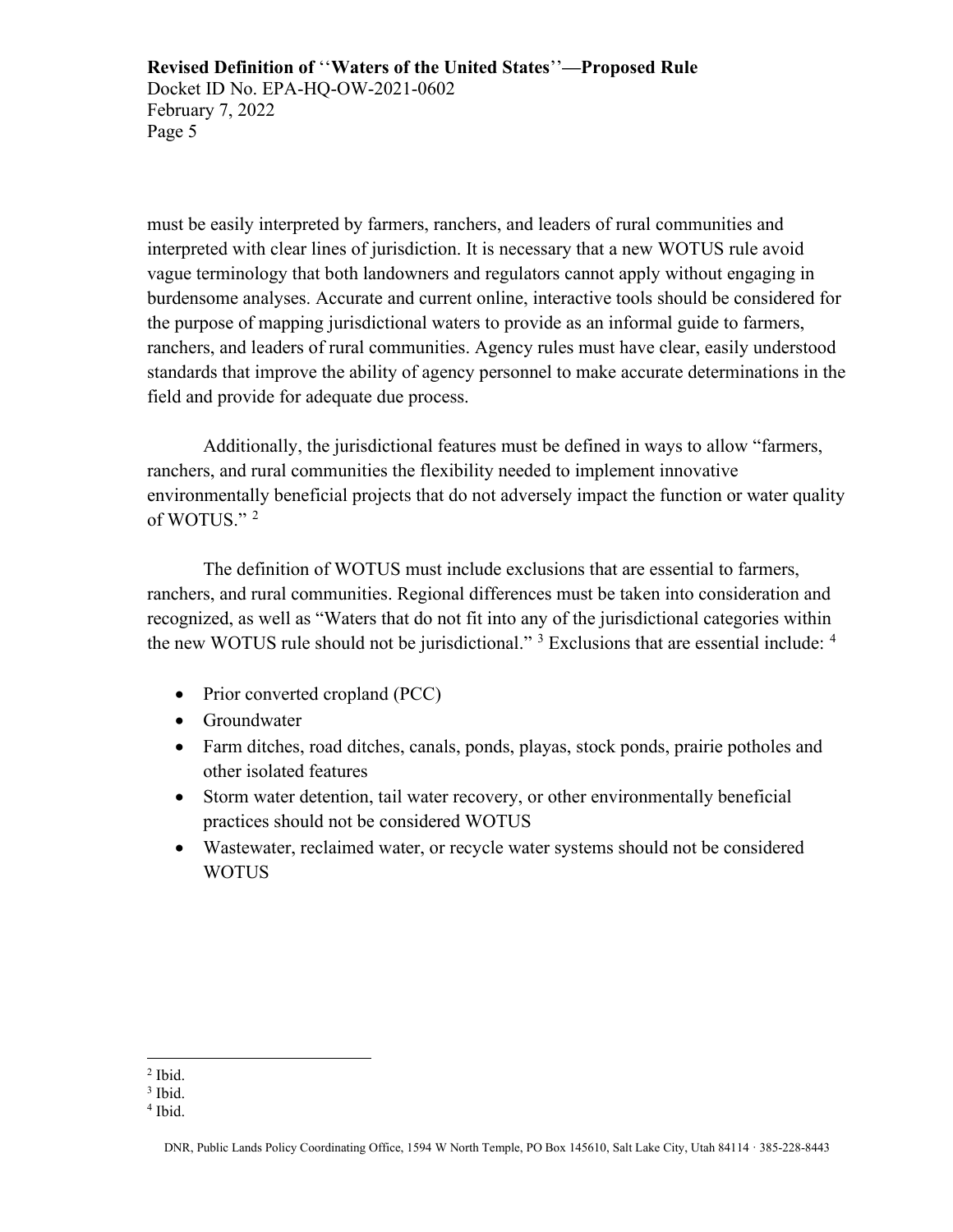must be easily interpreted by farmers, ranchers, and leaders of rural communities and interpreted with clear lines of jurisdiction. It is necessary that a new WOTUS rule avoid vague terminology that both landowners and regulators cannot apply without engaging in burdensome analyses. Accurate and current online, interactive tools should be considered for the purpose of mapping jurisdictional waters to provide as an informal guide to farmers, ranchers, and leaders of rural communities. Agency rules must have clear, easily understood standards that improve the ability of agency personnel to make accurate determinations in the field and provide for adequate due process.

Additionally, the jurisdictional features must be defined in ways to allow "farmers, ranchers, and rural communities the flexibility needed to implement innovative environmentally beneficial projects that do not adversely impact the function or water quality of WOTUS." [2]

The definition of WOTUS must include exclusions that are essential to farmers, ranchers, and rural communities. Regional differences must be taken into consideration and recognized, as well as "Waters that do not fit into any of the jurisdictional categories within the new WOTUS rule should not be jurisdictional." [3] Exclusions that are essential include: [4]

- Prior converted cropland (PCC)
- Groundwater
- Farm ditches, road ditches, canals, ponds, playas, stock ponds, prairie potholes and other isolated features
- Storm water detention, tail water recovery, or other environmentally beneficial practices should not be considered WOTUS
- Wastewater, reclaimed water, or recycle water systems should not be considered WOTUS

[2] Ibid.
[3] Ibid.
[4] Ibid.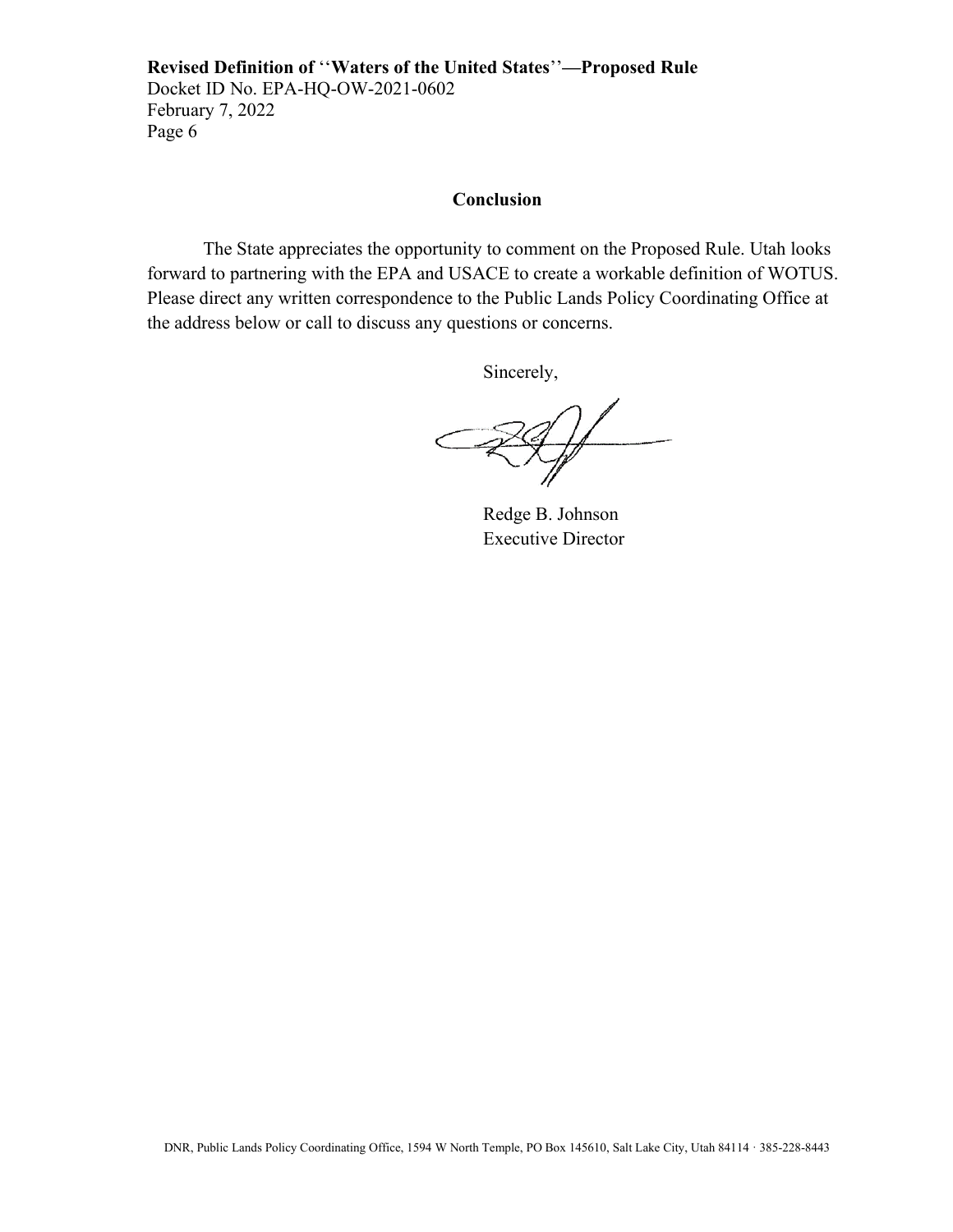## Conclusion

The State appreciates the opportunity to comment on the Proposed Rule. Utah looks forward to partnering with the EPA and USACE to create a workable definition of WOTUS. Please direct any written correspondence to the Public Lands Policy Coordinating Office at the address below or call to discuss any questions or concerns.

Sincerely,

Redge B. Johnson
Executive Director

DNR, Public Lands Policy Coordinating Office, 1594 W North Temple, PO Box 145610, Salt Lake City, Utah 84114 · 385-228-8443